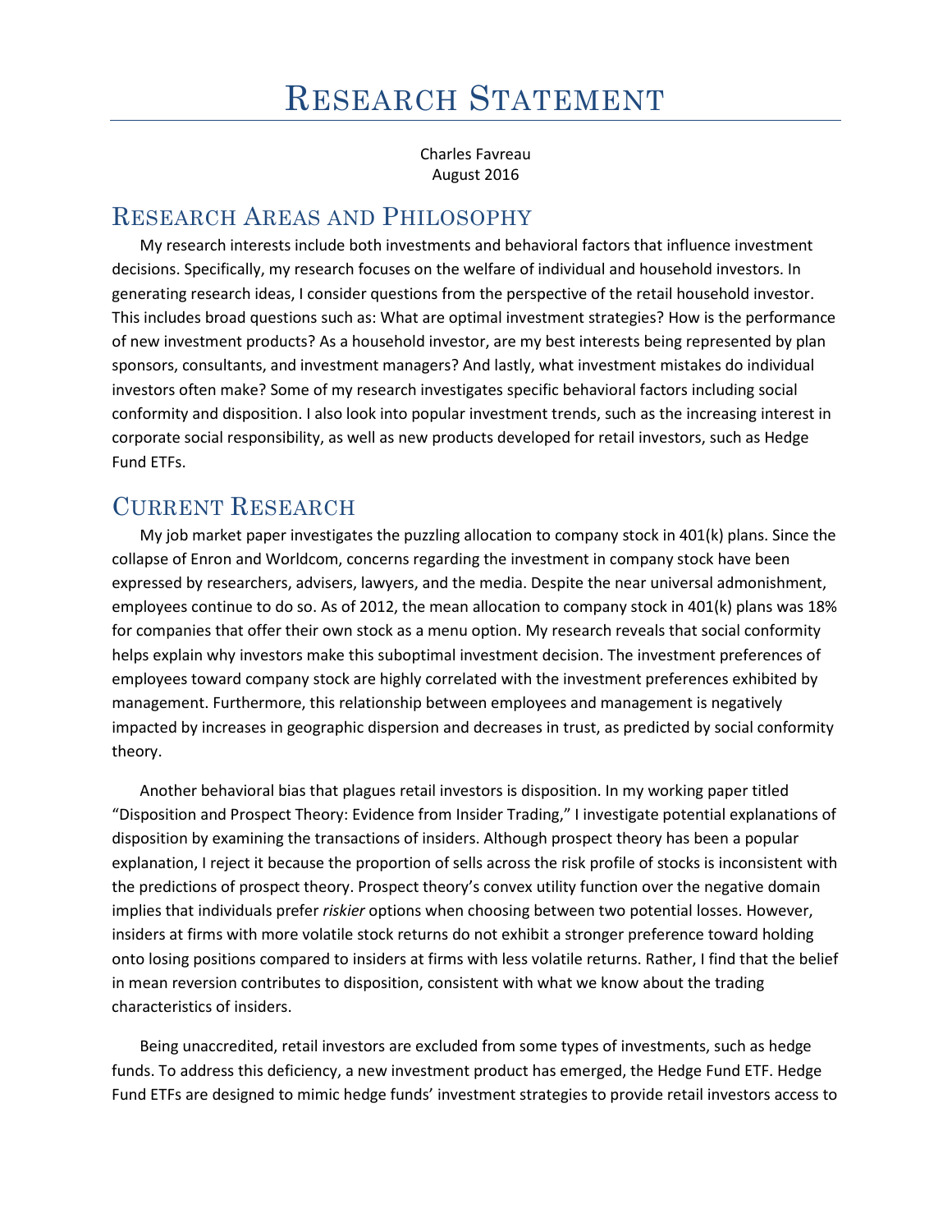# Research Statement

Charles Favreau
August 2016

## Research Areas and Philosophy

My research interests include both investments and behavioral factors that influence investment decisions. Specifically, my research focuses on the welfare of individual and household investors. In generating research ideas, I consider questions from the perspective of the retail household investor. This includes broad questions such as: What are optimal investment strategies? How is the performance of new investment products? As a household investor, are my best interests being represented by plan sponsors, consultants, and investment managers? And lastly, what investment mistakes do individual investors often make? Some of my research investigates specific behavioral factors including social conformity and disposition. I also look into popular investment trends, such as the increasing interest in corporate social responsibility, as well as new products developed for retail investors, such as Hedge Fund ETFs.

## Current Research

My job market paper investigates the puzzling allocation to company stock in 401(k) plans. Since the collapse of Enron and Worldcom, concerns regarding the investment in company stock have been expressed by researchers, advisers, lawyers, and the media. Despite the near universal admonishment, employees continue to do so. As of 2012, the mean allocation to company stock in 401(k) plans was 18% for companies that offer their own stock as a menu option. My research reveals that social conformity helps explain why investors make this suboptimal investment decision. The investment preferences of employees toward company stock are highly correlated with the investment preferences exhibited by management. Furthermore, this relationship between employees and management is negatively impacted by increases in geographic dispersion and decreases in trust, as predicted by social conformity theory.

Another behavioral bias that plagues retail investors is disposition. In my working paper titled "Disposition and Prospect Theory: Evidence from Insider Trading," I investigate potential explanations of disposition by examining the transactions of insiders. Although prospect theory has been a popular explanation, I reject it because the proportion of sells across the risk profile of stocks is inconsistent with the predictions of prospect theory. Prospect theory's convex utility function over the negative domain implies that individuals prefer *riskier* options when choosing between two potential losses. However, insiders at firms with more volatile stock returns do not exhibit a stronger preference toward holding onto losing positions compared to insiders at firms with less volatile returns. Rather, I find that the belief in mean reversion contributes to disposition, consistent with what we know about the trading characteristics of insiders.

Being unaccredited, retail investors are excluded from some types of investments, such as hedge funds. To address this deficiency, a new investment product has emerged, the Hedge Fund ETF. Hedge Fund ETFs are designed to mimic hedge funds' investment strategies to provide retail investors access to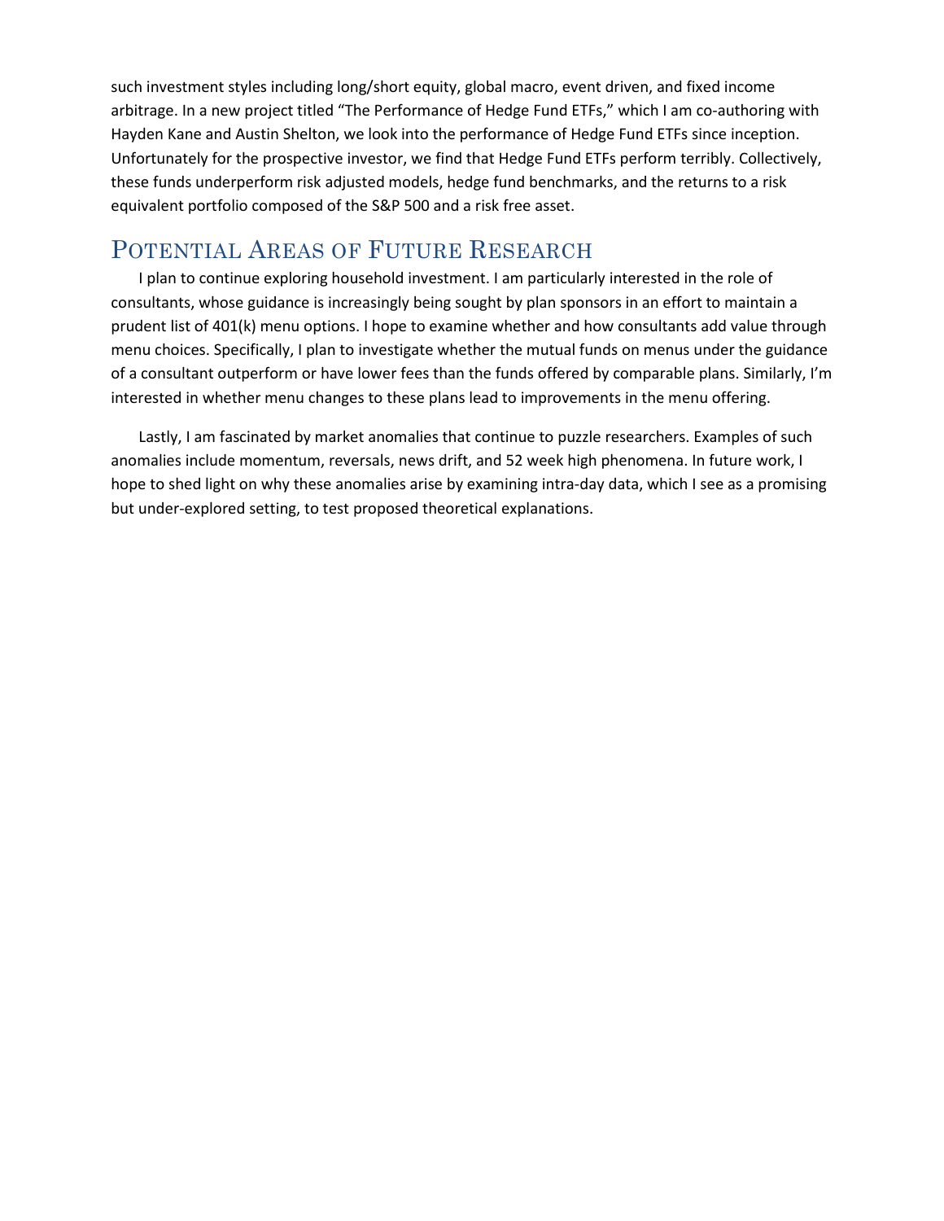such investment styles including long/short equity, global macro, event driven, and fixed income arbitrage. In a new project titled "The Performance of Hedge Fund ETFs," which I am co-authoring with Hayden Kane and Austin Shelton, we look into the performance of Hedge Fund ETFs since inception. Unfortunately for the prospective investor, we find that Hedge Fund ETFs perform terribly. Collectively, these funds underperform risk adjusted models, hedge fund benchmarks, and the returns to a risk equivalent portfolio composed of the S&P 500 and a risk free asset.

## Potential Areas of Future Research

I plan to continue exploring household investment. I am particularly interested in the role of consultants, whose guidance is increasingly being sought by plan sponsors in an effort to maintain a prudent list of 401(k) menu options. I hope to examine whether and how consultants add value through menu choices. Specifically, I plan to investigate whether the mutual funds on menus under the guidance of a consultant outperform or have lower fees than the funds offered by comparable plans. Similarly, I'm interested in whether menu changes to these plans lead to improvements in the menu offering.

Lastly, I am fascinated by market anomalies that continue to puzzle researchers. Examples of such anomalies include momentum, reversals, news drift, and 52 week high phenomena. In future work, I hope to shed light on why these anomalies arise by examining intra-day data, which I see as a promising but under-explored setting, to test proposed theoretical explanations.